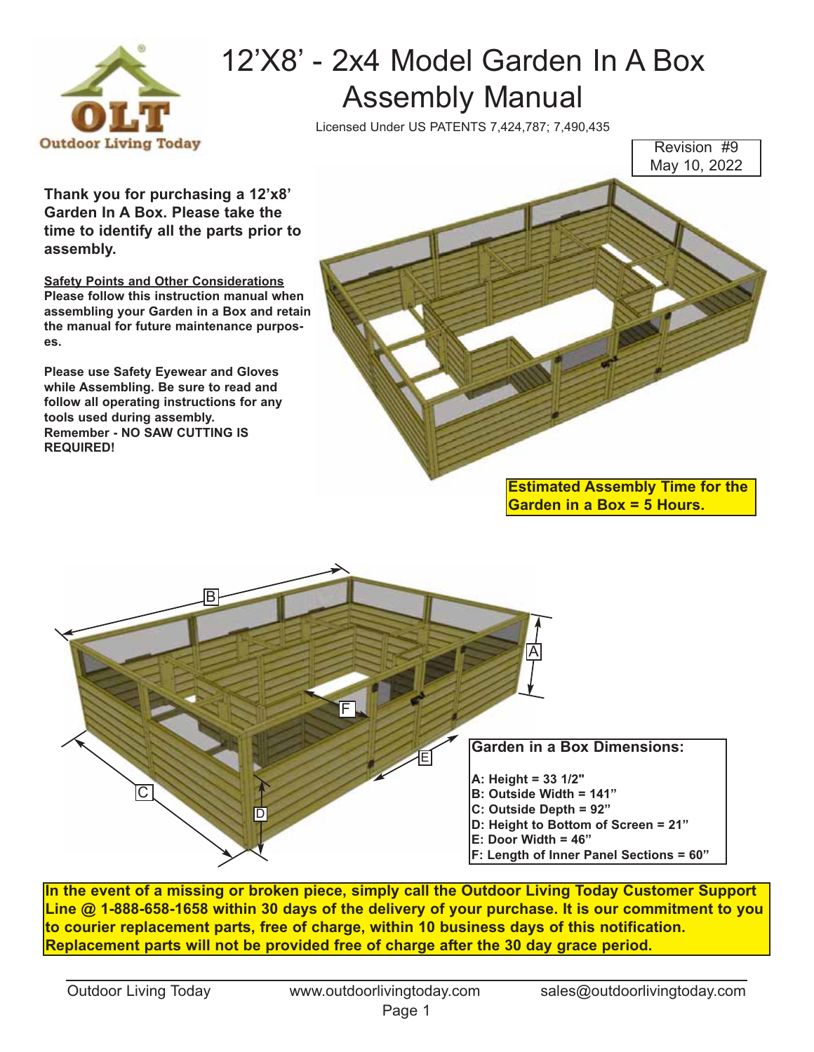# 12'X8' - 2x4 Model Garden In A Box Assembly Manual

Licensed Under US PATENTS 7,424,787; 7,490,435

Revision #9
May 10, 2022

**Thank you for purchasing a 12'x8' Garden In A Box. Please take the time to identify all the parts prior to assembly.**

**Safety Points and Other Considerations**

**Please follow this instruction manual when assembling your Garden in a Box and retain the manual for future maintenance purposes.**

**Please use Safety Eyewear and Gloves while Assembling. Be sure to read and follow all operating instructions for any tools used during assembly.**
**Remember - NO SAW CUTTING IS REQUIRED!**

**Estimated Assembly Time for the Garden in a Box = 5 Hours.**

**Garden in a Box Dimensions:**

**A: Height = 33 1/2"**
**B: Outside Width = 141"**
**C: Outside Depth = 92"**
**D: Height to Bottom of Screen = 21"**
**E: Door Width = 46"**
**F: Length of Inner Panel Sections = 60"**

**In the event of a missing or broken piece, simply call the Outdoor Living Today Customer Support Line @ 1-888-658-1658 within 30 days of the delivery of your purchase. It is our commitment to you to courier replacement parts, free of charge, within 10 business days of this notification. Replacement parts will not be provided free of charge after the 30 day grace period.**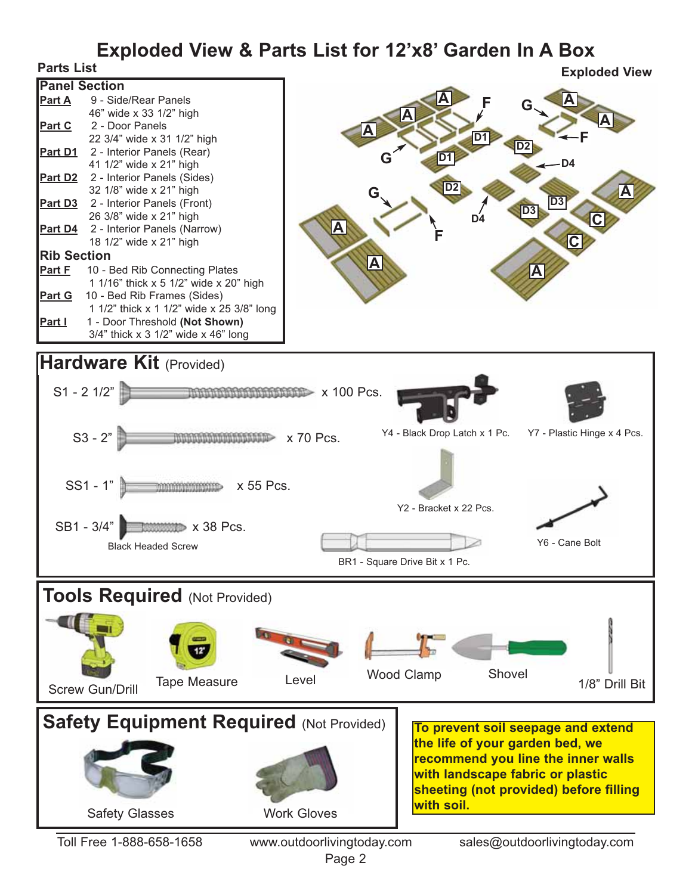# Exploded View & Parts List for 12'x8' Garden In A Box

## Parts List

**Panel Section**

- **Part A** 9 - Side/Rear Panels
  46" wide x 33 1/2" high
- **Part C** 2 - Door Panels
  22 3/4" wide x 31 1/2" high
- **Part D1** 2 - Interior Panels (Rear)
  41 1/2" wide x 21" high
- **Part D2** 2 - Interior Panels (Sides)
  32 1/8" wide x 21" high
- **Part D3** 2 - Interior Panels (Front)
  26 3/8" wide x 21" high
- **Part D4** 2 - Interior Panels (Narrow)
  18 1/2" wide x 21" high

**Rib Section**

- **Part F** 10 - Bed Rib Connecting Plates
  1 1/16" thick x 5 1/2" wide x 20" high
- **Part G** 10 - Bed Rib Frames (Sides)
  1 1/2" thick x 1 1/2" wide x 25 3/8" long
- **Part I** 1 - Door Threshold **(Not Shown)**
  3/4" thick x 3 1/2" wide x 46" long

## Exploded View

## Hardware Kit (Provided)

- S1 - 2 1/2" x 100 Pcs.
- S3 - 2" x 70 Pcs.
- SS1 - 1" x 55 Pcs.
- SB1 - 3/4" x 38 Pcs. Black Headed Screw
- Y4 - Black Drop Latch x 1 Pc.
- Y7 - Plastic Hinge x 4 Pcs.
- Y2 - Bracket x 22 Pcs.
- Y6 - Cane Bolt
- BR1 - Square Drive Bit x 1 Pc.

## Tools Required (Not Provided)

- Screw Gun/Drill
- Tape Measure
- Level
- Wood Clamp
- Shovel
- 1/8" Drill Bit

## Safety Equipment Required (Not Provided)

- Safety Glasses
- Work Gloves

**To prevent soil seepage and extend the life of your garden bed, we recommend you line the inner walls with landscape fabric or plastic sheeting (not provided) before filling with soil.**

Toll Free 1-888-658-1658 www.outdoorlivingtoday.com sales@outdoorlivingtoday.com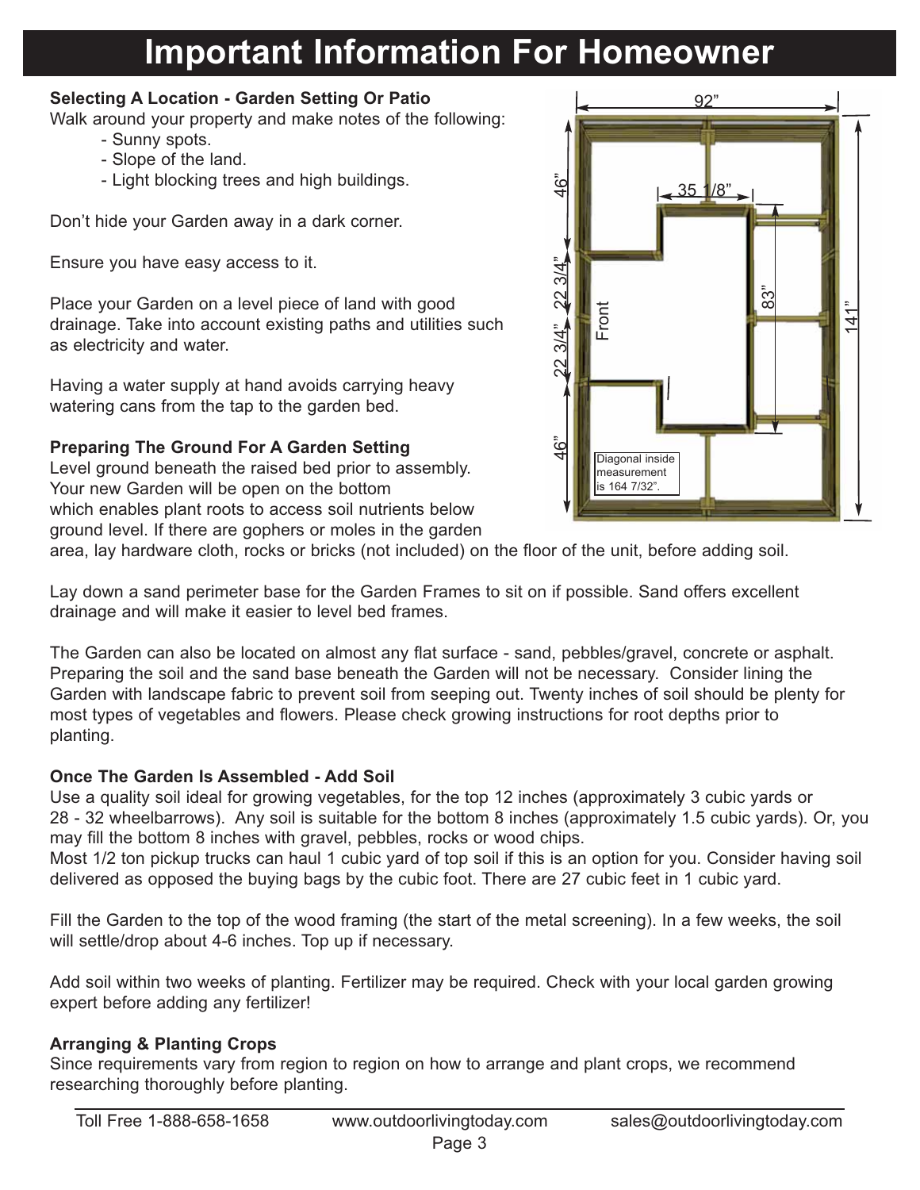# Important Information For Homeowner

**Selecting A Location - Garden Setting Or Patio**

Walk around your property and make notes of the following:

- Sunny spots.
- Slope of the land.
- Light blocking trees and high buildings.

Don't hide your Garden away in a dark corner.

Ensure you have easy access to it.

Place your Garden on a level piece of land with good drainage. Take into account existing paths and utilities such as electricity and water.

Having a water supply at hand avoids carrying heavy watering cans from the tap to the garden bed.

**Preparing The Ground For A Garden Setting**

Level ground beneath the raised bed prior to assembly. Your new Garden will be open on the bottom which enables plant roots to access soil nutrients below ground level. If there are gophers or moles in the garden area, lay hardware cloth, rocks or bricks (not included) on the floor of the unit, before adding soil.

92"
35 1/8"
46"
22 3/4"
22 3/4"
46"
83"
141"
Front
Diagonal inside measurement is 164 7/32".

Lay down a sand perimeter base for the Garden Frames to sit on if possible. Sand offers excellent drainage and will make it easier to level bed frames.

The Garden can also be located on almost any flat surface - sand, pebbles/gravel, concrete or asphalt. Preparing the soil and the sand base beneath the Garden will not be necessary. Consider lining the Garden with landscape fabric to prevent soil from seeping out. Twenty inches of soil should be plenty for most types of vegetables and flowers. Please check growing instructions for root depths prior to planting.

**Once The Garden Is Assembled - Add Soil**

Use a quality soil ideal for growing vegetables, for the top 12 inches (approximately 3 cubic yards or 28 - 32 wheelbarrows). Any soil is suitable for the bottom 8 inches (approximately 1.5 cubic yards). Or, you may fill the bottom 8 inches with gravel, pebbles, rocks or wood chips.

Most 1/2 ton pickup trucks can haul 1 cubic yard of top soil if this is an option for you. Consider having soil delivered as opposed the buying bags by the cubic foot. There are 27 cubic feet in 1 cubic yard.

Fill the Garden to the top of the wood framing (the start of the metal screening). In a few weeks, the soil will settle/drop about 4-6 inches. Top up if necessary.

Add soil within two weeks of planting. Fertilizer may be required. Check with your local garden growing expert before adding any fertilizer!

**Arranging & Planting Crops**

Since requirements vary from region to region on how to arrange and plant crops, we recommend researching thoroughly before planting.

Toll Free 1-888-658-1658 www.outdoorlivingtoday.com sales@outdoorlivingtoday.com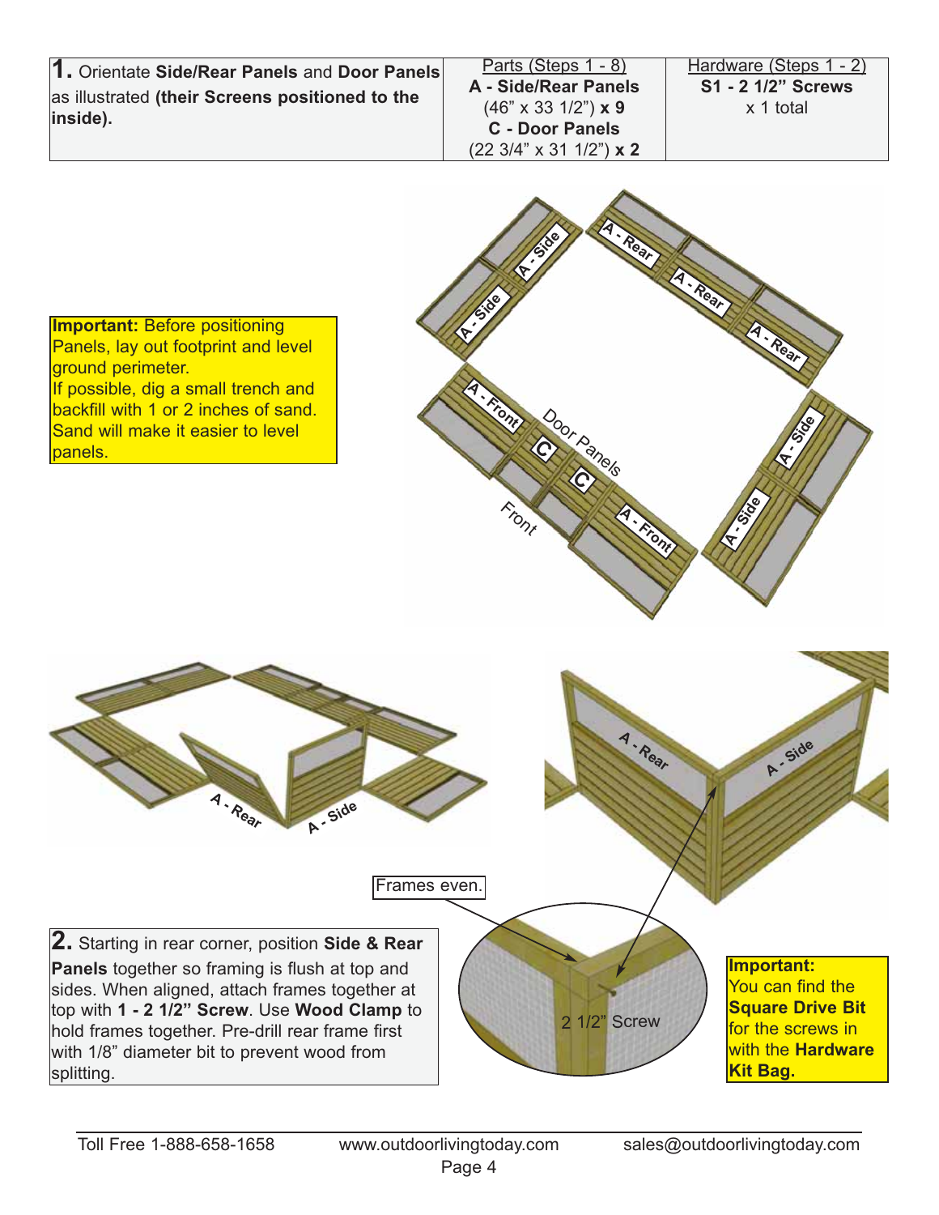| **1.** Orientate **Side/Rear Panels** and **Door Panels** as illustrated **(their Screens positioned to the inside).** | Parts (Steps 1 - 8)<br>**A - Side/Rear Panels**<br>(46" x 33 1/2") **x 9**<br>**C - Door Panels**<br>(22 3/4" x 31 1/2") **x 2** | Hardware (Steps 1 - 2)<br>**S1 - 2 1/2" Screws**<br>x 1 total |
|---|---|---|

**Important:** Before positioning Panels, lay out footprint and level ground perimeter.
If possible, dig a small trench and backfill with 1 or 2 inches of sand. Sand will make it easier to level panels.

A - Side, A - Side, A - Rear, A - Rear, A - Rear, A - Front, C, C, Door Panels, Front, A - Front, A - Side, A - Side

A - Rear, A - Side

A - Rear, A - Side

Frames even.

2 1/2" Screw

**2.** Starting in rear corner, position **Side & Rear Panels** together so framing is flush at top and sides. When aligned, attach frames together at top with **1 - 2 1/2" Screw**. Use **Wood Clamp** to hold frames together. Pre-drill rear frame first with 1/8" diameter bit to prevent wood from splitting.

**Important:**
You can find the **Square Drive Bit** for the screws in with the **Hardware Kit Bag.**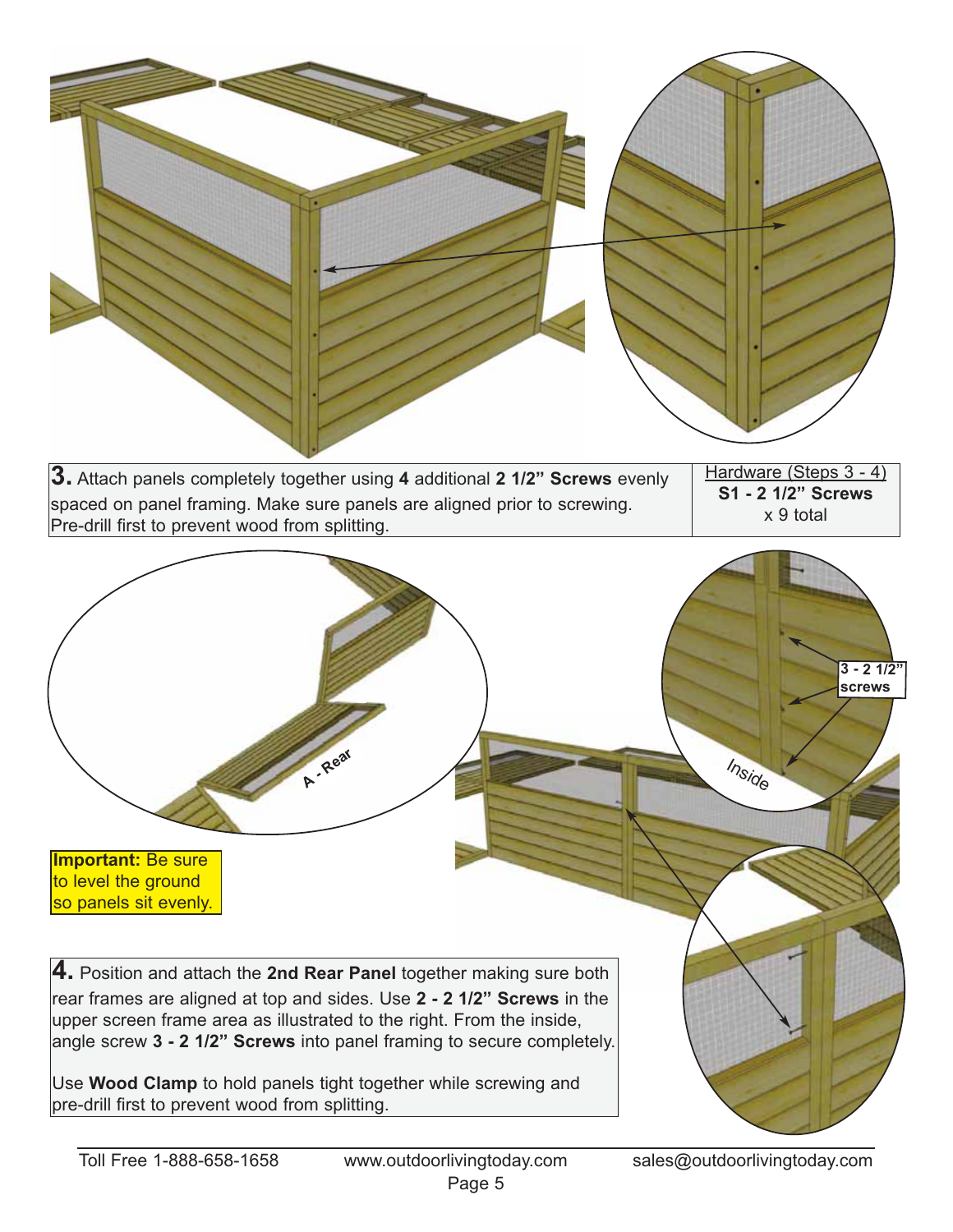**3.** Attach panels completely together using **4** additional **2 1/2" Screws** evenly spaced on panel framing. Make sure panels are aligned prior to screwing. Pre-drill first to prevent wood from splitting.

| Hardware (Steps 3 - 4) |
| --- |
| **S1 - 2 1/2" Screws** x 9 total |

A - Rear

3 - 2 1/2" screws

Inside

**Important:** Be sure to level the ground so panels sit evenly.

**4.** Position and attach the **2nd Rear Panel** together making sure both rear frames are aligned at top and sides. Use **2 - 2 1/2" Screws** in the upper screen frame area as illustrated to the right. From the inside, angle screw **3 - 2 1/2" Screws** into panel framing to secure completely.

Use **Wood Clamp** to hold panels tight together while screwing and pre-drill first to prevent wood from splitting.

Toll Free 1-888-658-1658 www.outdoorlivingtoday.com sales@outdoorlivingtoday.com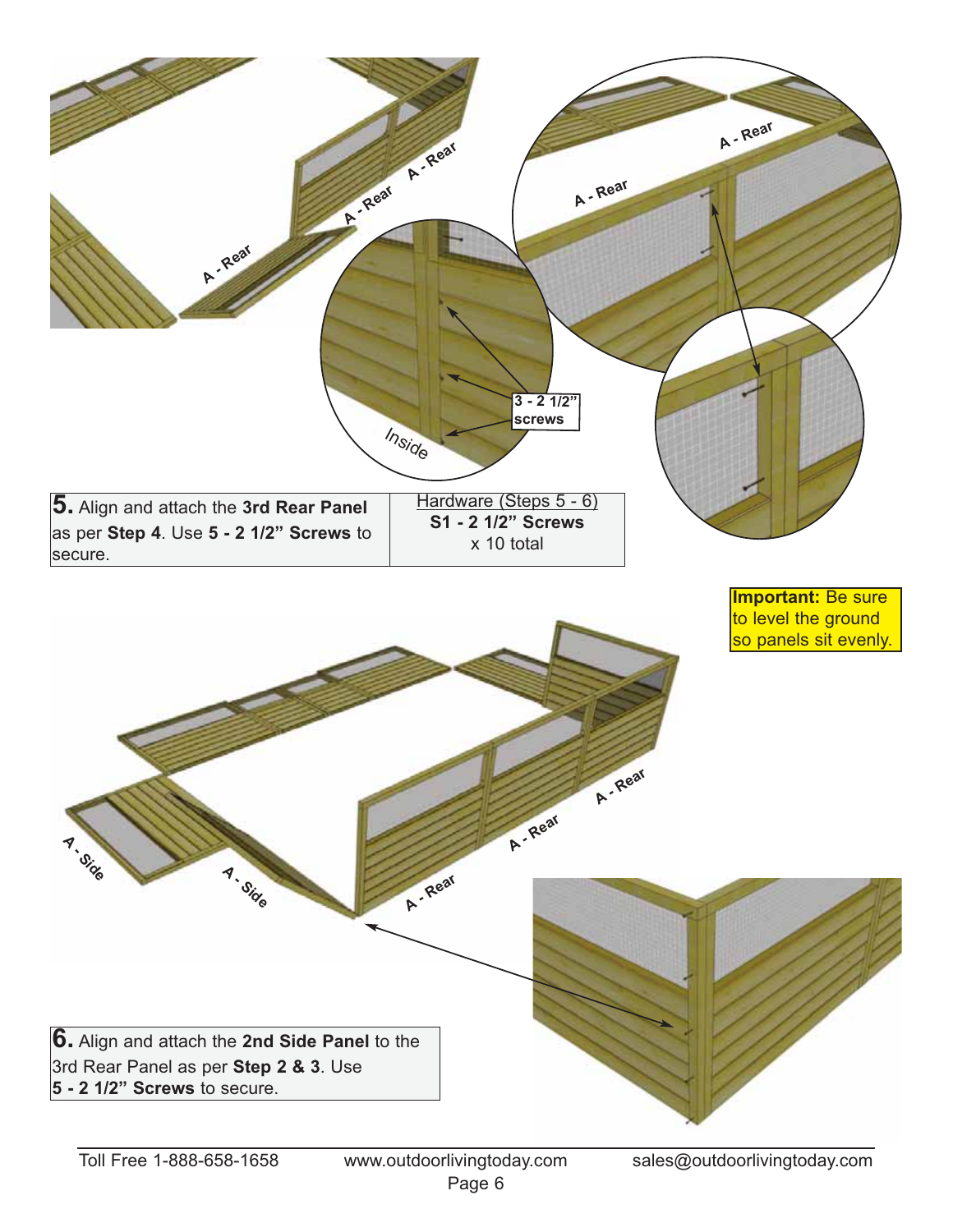**5.** Align and attach the **3rd Rear Panel** as per **Step 4**. Use **5 - 2 1/2" Screws** to secure.

| Hardware (Steps 5 - 6) |
| --- |
| **S1 - 2 1/2" Screws** x 10 total |

**Important:** Be sure to level the ground so panels sit evenly.

**6.** Align and attach the **2nd Side Panel** to the 3rd Rear Panel as per **Step 2 & 3**. Use **5 - 2 1/2" Screws** to secure.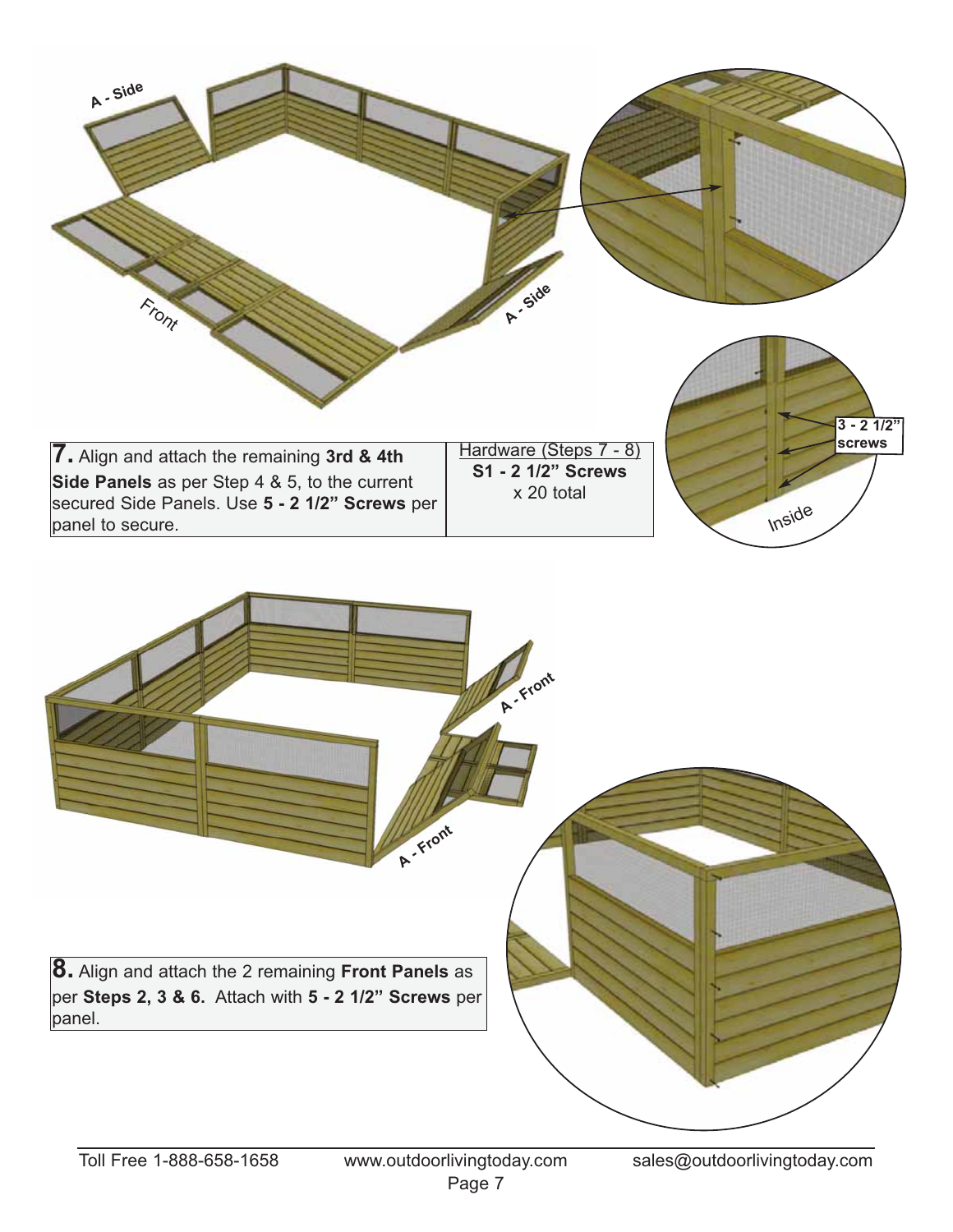**7.** Align and attach the remaining **3rd & 4th Side Panels** as per Step 4 & 5, to the current secured Side Panels. Use **5 - 2 1/2" Screws** per panel to secure.

| Hardware (Steps 7 - 8) |
|---|
| **S1 - 2 1/2" Screws** |
| x 20 total |

**8.** Align and attach the 2 remaining **Front Panels** as per **Steps 2, 3 & 6.** Attach with **5 - 2 1/2" Screws** per panel.

Toll Free 1-888-658-1658 www.outdoorlivingtoday.com sales@outdoorlivingtoday.com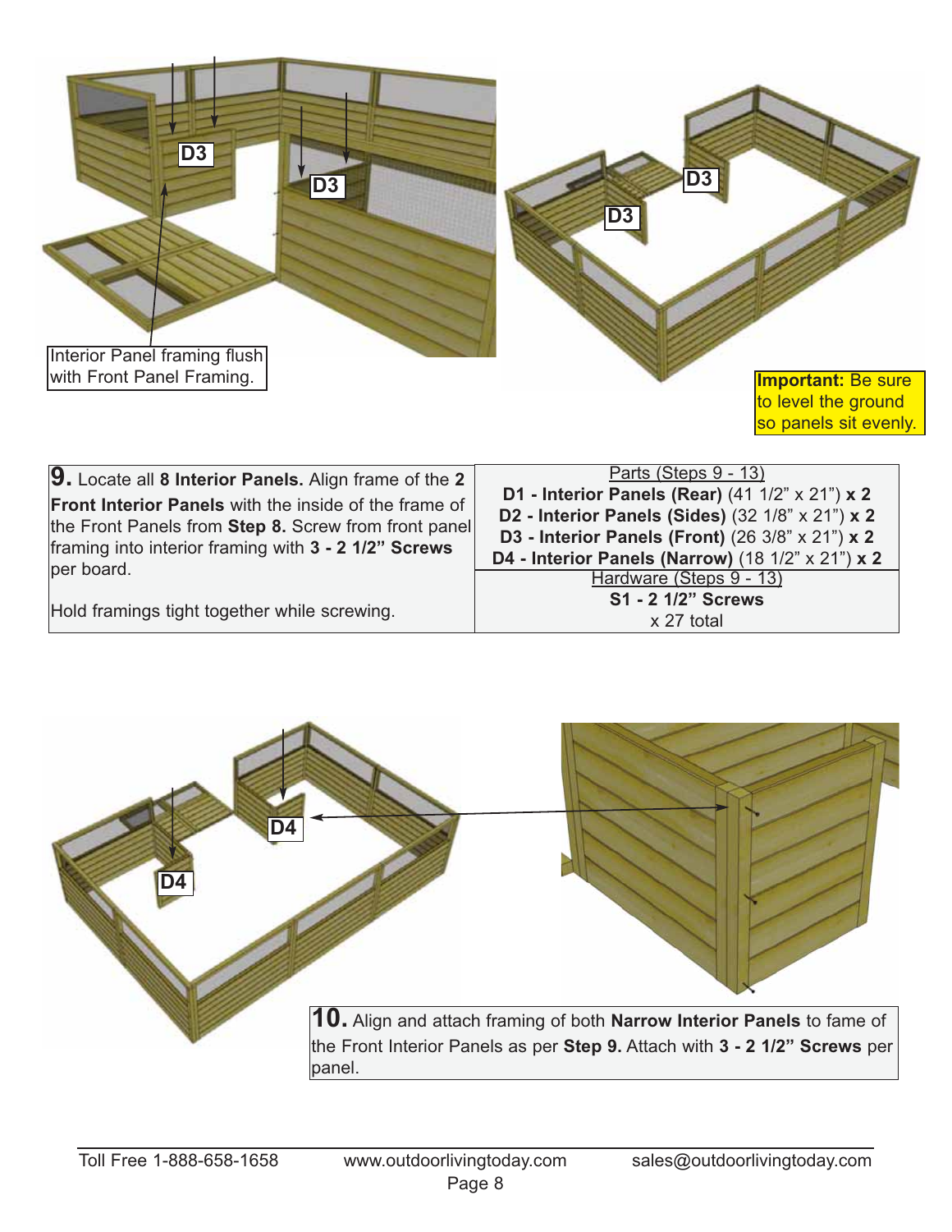D3

D3

Interior Panel framing flush with Front Panel Framing.

D3

D3

**Important:** Be sure to level the ground so panels sit evenly.

**9.** Locate all **8 Interior Panels.** Align frame of the **2 Front Interior Panels** with the inside of the frame of the Front Panels from **Step 8.** Screw from front panel framing into interior framing with **3 - 2 1/2" Screws** per board.

Hold framings tight together while screwing.

| Parts (Steps 9 - 13) |
|---|
| **D1 - Interior Panels (Rear)** (41 1/2" x 21") **x 2** |
| **D2 - Interior Panels (Sides)** (32 1/8" x 21") **x 2** |
| **D3 - Interior Panels (Front)** (26 3/8" x 21") **x 2** |
| **D4 - Interior Panels (Narrow)** (18 1/2" x 21") **x 2** |
| Hardware (Steps 9 - 13) |
| **S1 - 2 1/2" Screws** x 27 total |

D4

D4

**10.** Align and attach framing of both **Narrow Interior Panels** to fame of the Front Interior Panels as per **Step 9.** Attach with **3 - 2 1/2" Screws** per panel.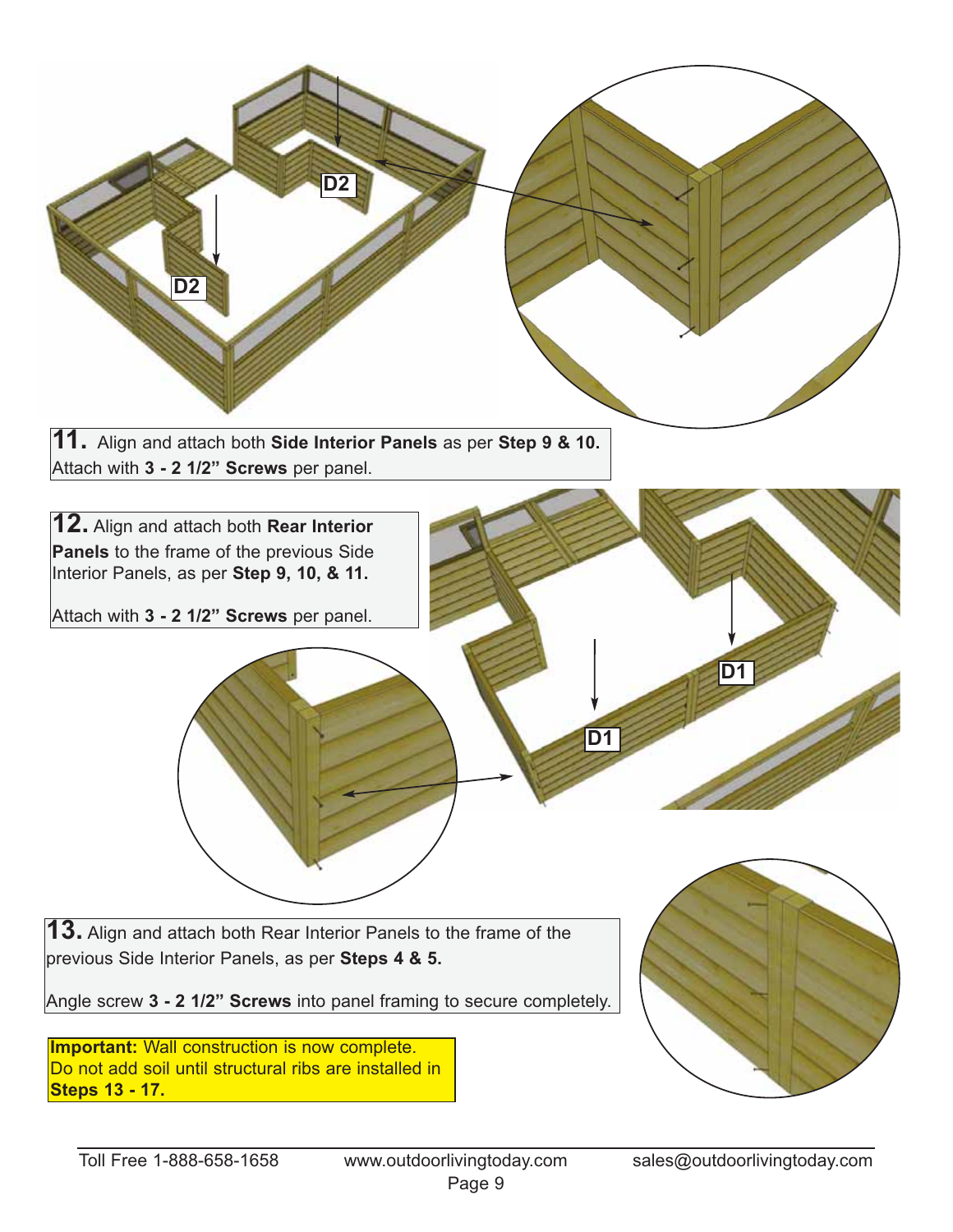D2

D2

**11.** Align and attach both **Side Interior Panels** as per **Step 9 & 10.** Attach with **3 - 2 1/2" Screws** per panel.

**12.** Align and attach both **Rear Interior Panels** to the frame of the previous Side Interior Panels, as per **Step 9, 10, & 11.**

Attach with **3 - 2 1/2" Screws** per panel.

D1

D1

**13.** Align and attach both Rear Interior Panels to the frame of the previous Side Interior Panels, as per **Steps 4 & 5.**

Angle screw **3 - 2 1/2" Screws** into panel framing to secure completely.

**Important:** Wall construction is now complete. Do not add soil until structural ribs are installed in **Steps 13 - 17.**

Toll Free 1-888-658-1658 www.outdoorlivingtoday.com sales@outdoorlivingtoday.com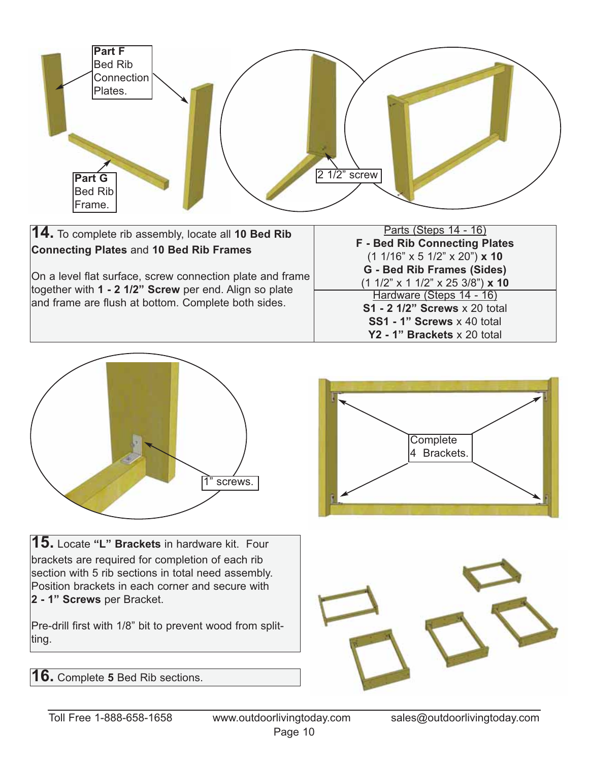Part F
Bed Rib
Connection
Plates.

Part G
Bed Rib
Frame.

2 1/2" screw

**14.** To complete rib assembly, locate all **10 Bed Rib Connecting Plates** and **10 Bed Rib Frames**

On a level flat surface, screw connection plate and frame together with **1 - 2 1/2" Screw** per end. Align so plate and frame are flush at bottom. Complete both sides.

Parts (Steps 14 - 16)
**F - Bed Rib Connecting Plates**
(1 1/16" x 5 1/2" x 20") **x 10**
**G - Bed Rib Frames (Sides)**
(1 1/2" x 1 1/2" x 25 3/8") **x 10**

Hardware (Steps 14 - 16)
**S1 - 2 1/2" Screws** x 20 total
**SS1 - 1" Screws** x 40 total
**Y2 - 1" Brackets** x 20 total

1" screws.

Complete
4 Brackets.

**15.** Locate **"L" Brackets** in hardware kit. Four brackets are required for completion of each rib section with 5 rib sections in total need assembly. Position brackets in each corner and secure with **2 - 1" Screws** per Bracket.

Pre-drill first with 1/8" bit to prevent wood from splitting.

**16.** Complete **5** Bed Rib sections.

Toll Free 1-888-658-1658 www.outdoorlivingtoday.com sales@outdoorlivingtoday.com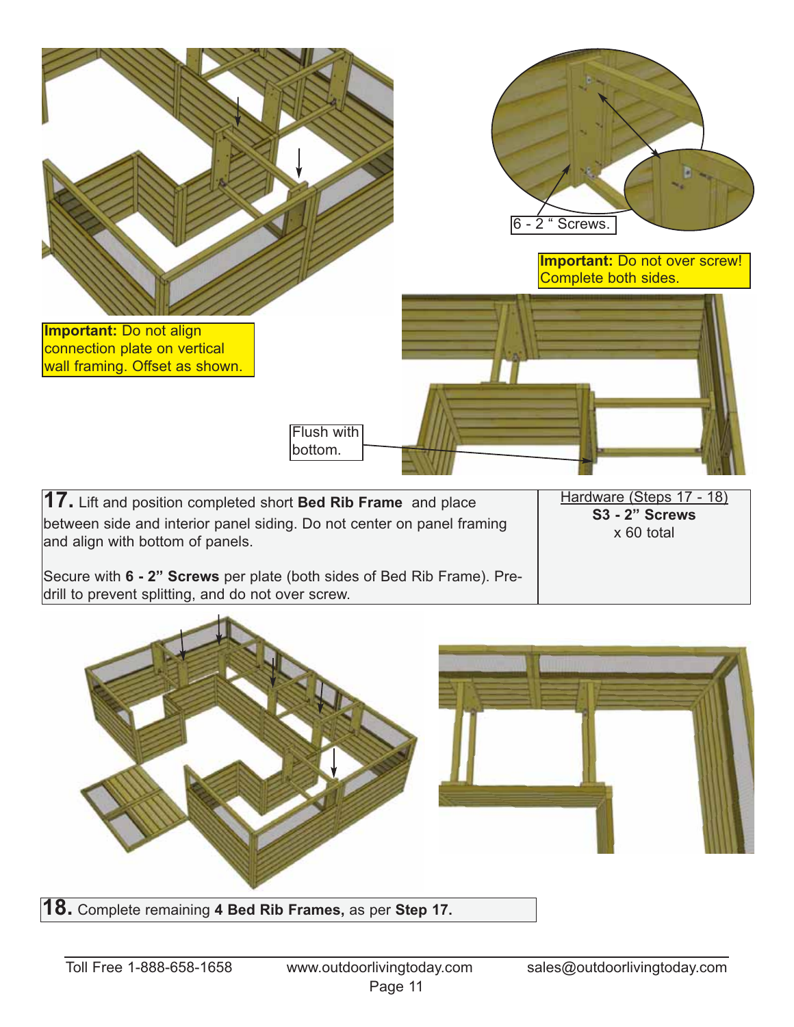6 - 2 " Screws.

**Important:** Do not over screw! Complete both sides.

**Important:** Do not align connection plate on vertical wall framing. Offset as shown.

Flush with bottom.

**17.** Lift and position completed short **Bed Rib Frame** and place between side and interior panel siding. Do not center on panel framing and align with bottom of panels.

Secure with **6 - 2" Screws** per plate (both sides of Bed Rib Frame). Pre-drill to prevent splitting, and do not over screw.

| Hardware (Steps 17 - 18) |
| --- |
| **S3 - 2" Screws** |
| x 60 total |

**18.** Complete remaining **4 Bed Rib Frames,** as per **Step 17.**

Toll Free 1-888-658-1658 www.outdoorlivingtoday.com sales@outdoorlivingtoday.com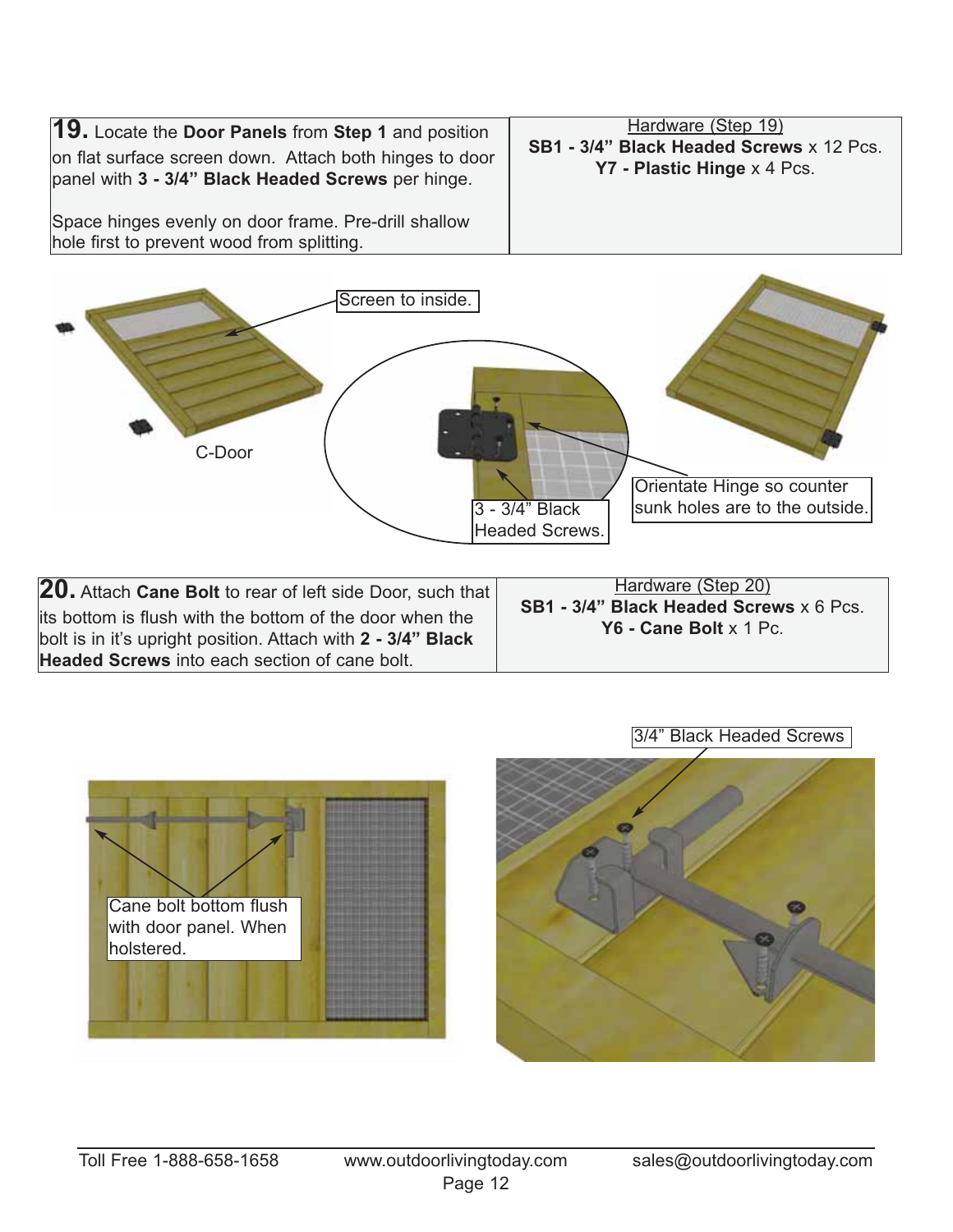**19.** Locate the **Door Panels** from **Step 1** and position on flat surface screen down. Attach both hinges to door panel with **3 - 3/4" Black Headed Screws** per hinge.

Space hinges evenly on door frame. Pre-drill shallow hole first to prevent wood from splitting.

Hardware (Step 19)
**SB1 - 3/4" Black Headed Screws** x 12 Pcs.
**Y7 - Plastic Hinge** x 4 Pcs.

Screen to inside.

C-Door

3 - 3/4" Black Headed Screws.

Orientate Hinge so counter sunk holes are to the outside.

**20.** Attach **Cane Bolt** to rear of left side Door, such that its bottom is flush with the bottom of the door when the bolt is in it's upright position. Attach with **2 - 3/4" Black Headed Screws** into each section of cane bolt.

Hardware (Step 20)
**SB1 - 3/4" Black Headed Screws** x 6 Pcs.
**Y6 - Cane Bolt** x 1 Pc.

3/4" Black Headed Screws

Cane bolt bottom flush with door panel. When holstered.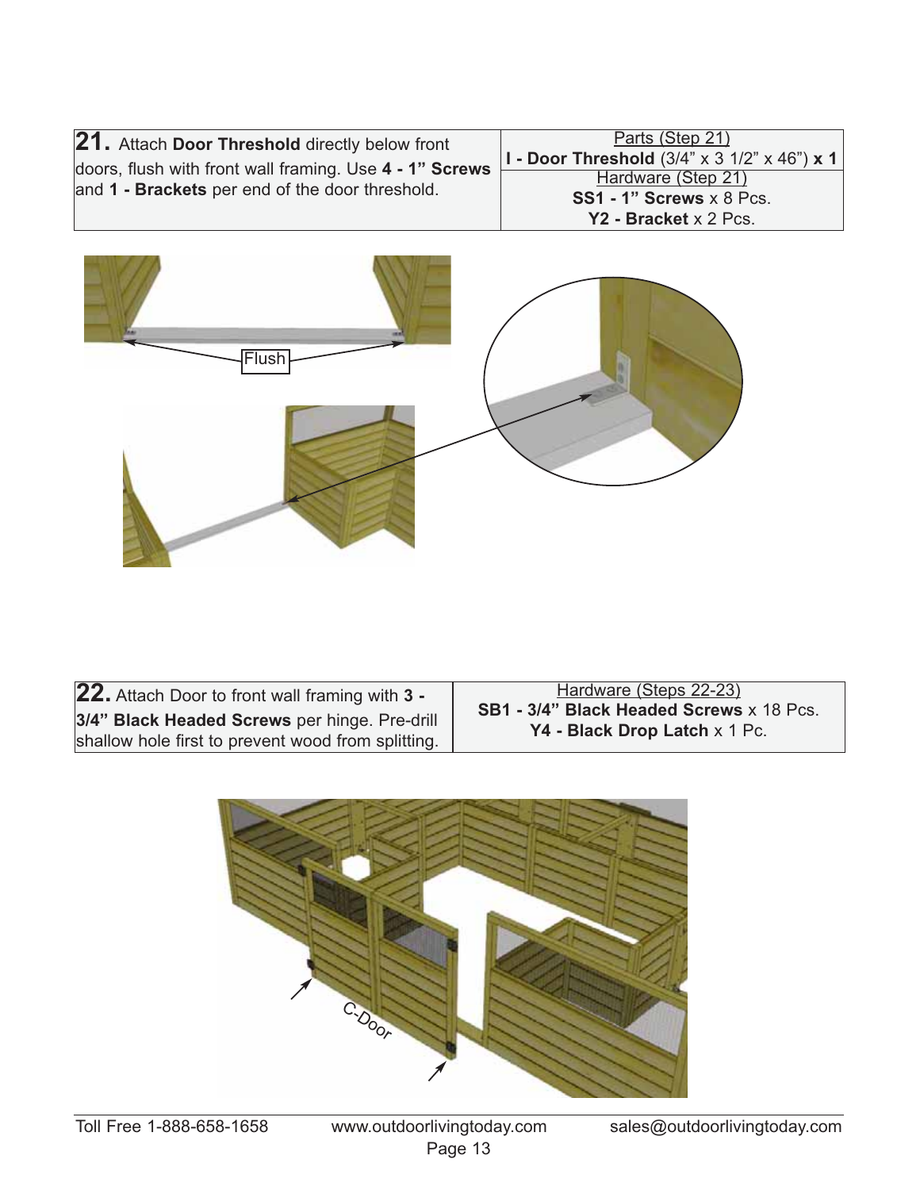| **21.** Attach **Door Threshold** directly below front doors, flush with front wall framing. Use **4 - 1" Screws** and **1 - Brackets** per end of the door threshold. | Parts (Step 21)<br>**I - Door Threshold** (3/4" x 3 1/2" x 46") **x 1**<br>Hardware (Step 21)<br>**SS1 - 1" Screws** x 8 Pcs.<br>**Y2 - Bracket** x 2 Pcs. |
| --- | --- |

Flush

| **22.** Attach Door to front wall framing with **3 - 3/4" Black Headed Screws** per hinge. Pre-drill shallow hole first to prevent wood from splitting. | Hardware (Steps 22-23)<br>**SB1 - 3/4" Black Headed Screws** x 18 Pcs.<br>**Y4 - Black Drop Latch** x 1 Pc. |
| --- | --- |

C-Door

Toll Free 1-888-658-1658 www.outdoorlivingtoday.com sales@outdoorlivingtoday.com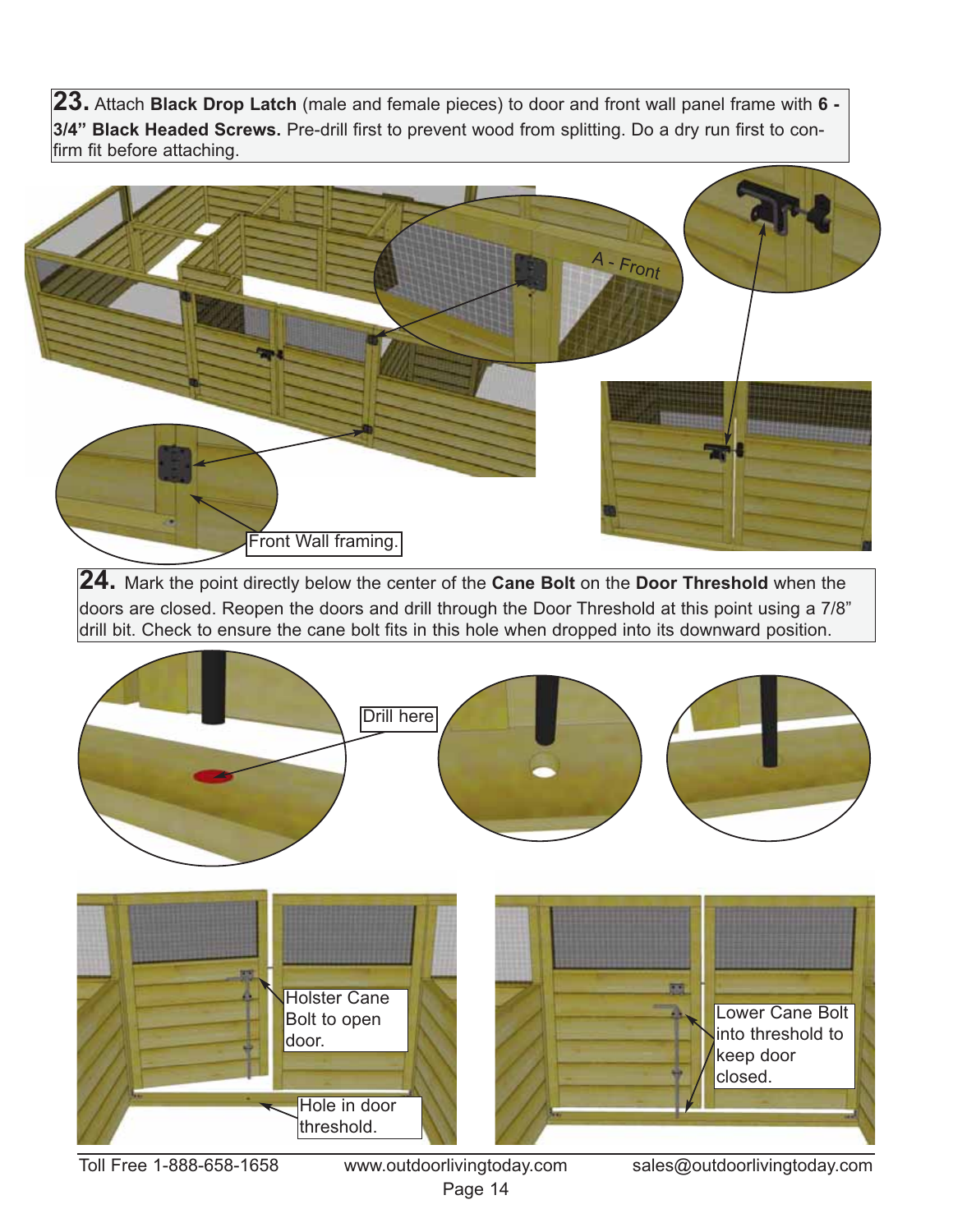**23.** Attach **Black Drop Latch** (male and female pieces) to door and front wall panel frame with **6 - 3/4" Black Headed Screws.** Pre-drill first to prevent wood from splitting. Do a dry run first to confirm fit before attaching.

A - Front

Front Wall framing.

**24.** Mark the point directly below the center of the **Cane Bolt** on the **Door Threshold** when the doors are closed. Reopen the doors and drill through the Door Threshold at this point using a 7/8" drill bit. Check to ensure the cane bolt fits in this hole when dropped into its downward position.

Drill here

Holster Cane Bolt to open door.

Hole in door threshold.

Lower Cane Bolt into threshold to keep door closed.

Toll Free 1-888-658-1658 www.outdoorlivingtoday.com sales@outdoorlivingtoday.com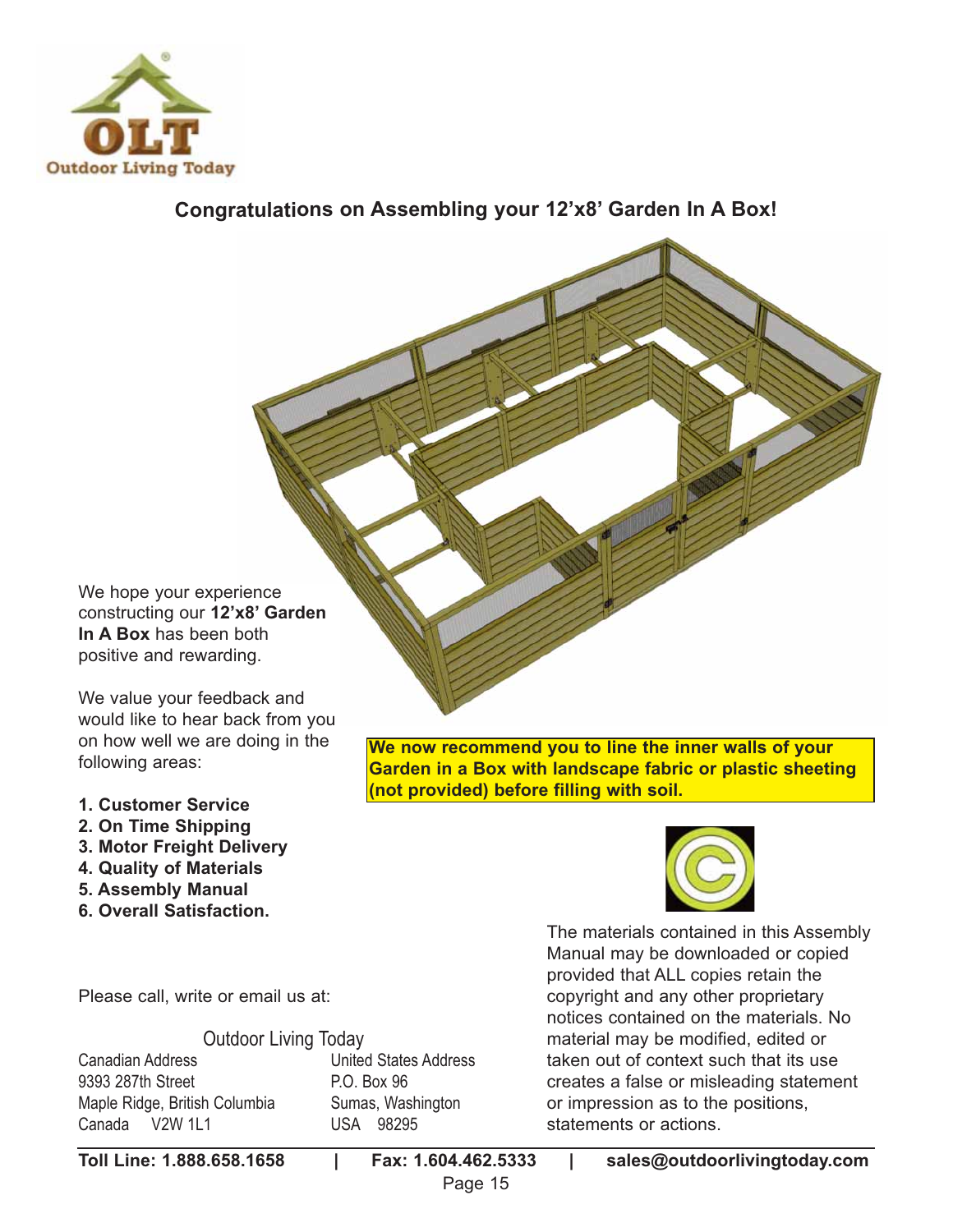## Congratulations on Assembling your 12'x8' Garden In A Box!

We hope your experience constructing our **12'x8' Garden In A Box** has been both positive and rewarding.

We value your feedback and would like to hear back from you on how well we are doing in the following areas:

**We now recommend you to line the inner walls of your Garden in a Box with landscape fabric or plastic sheeting (not provided) before filling with soil.**

1. **Customer Service**
2. **On Time Shipping**
3. **Motor Freight Delivery**
4. **Quality of Materials**
5. **Assembly Manual**
6. **Overall Satisfaction.**

Please call, write or email us at:

Outdoor Living Today

| Canadian Address | United States Address |
|---|---|
| 9393 287th Street | P.O. Box 96 |
| Maple Ridge, British Columbia | Sumas, Washington |
| Canada V2W 1L1 | USA 98295 |

The materials contained in this Assembly Manual may be downloaded or copied provided that ALL copies retain the copyright and any other proprietary notices contained on the materials. No material may be modified, edited or taken out of context such that its use creates a false or misleading statement or impression as to the positions, statements or actions.

**Toll Line: 1.888.658.1658 | Fax: 1.604.462.5333 | sales@outdoorlivingtoday.com**